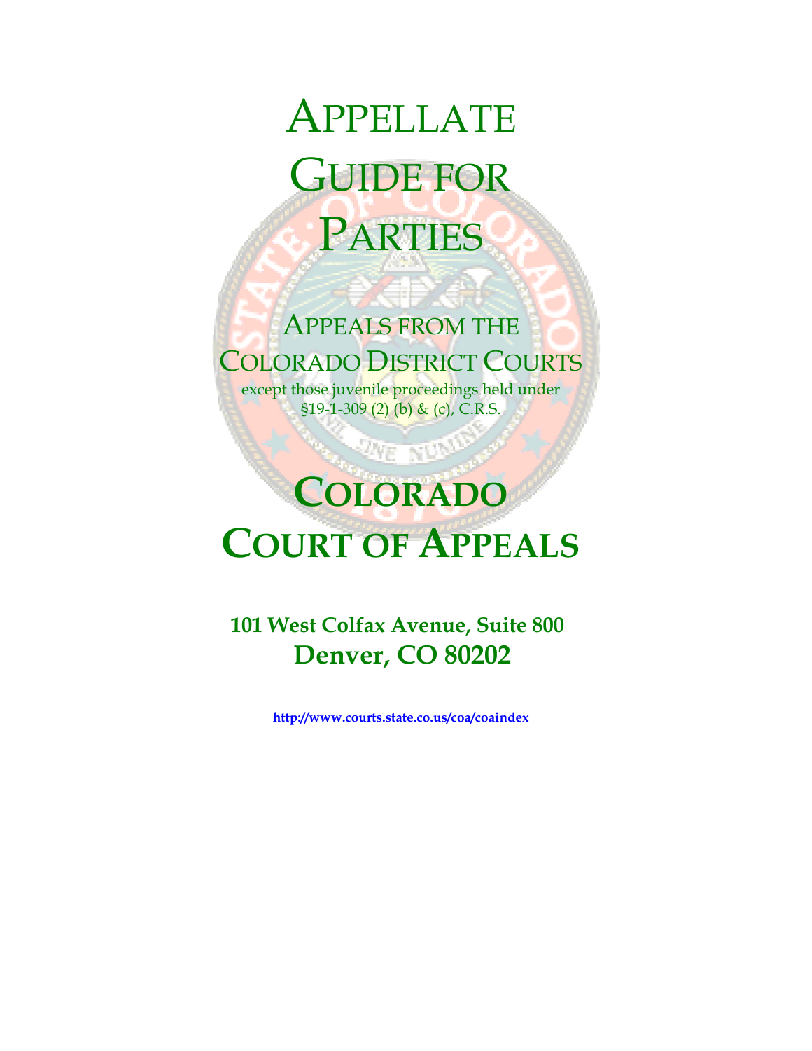# Appellate Guide for Parties

## Appeals from the Colorado District Courts

except those juvenile proceedings held under §19-1-309 (2) (b) & (c), C.R.S.

# Colorado Court of Appeals

**101 West Colfax Avenue, Suite 800**

**Denver, CO 80202**

**http://www.courts.state.co.us/coa/coaindex**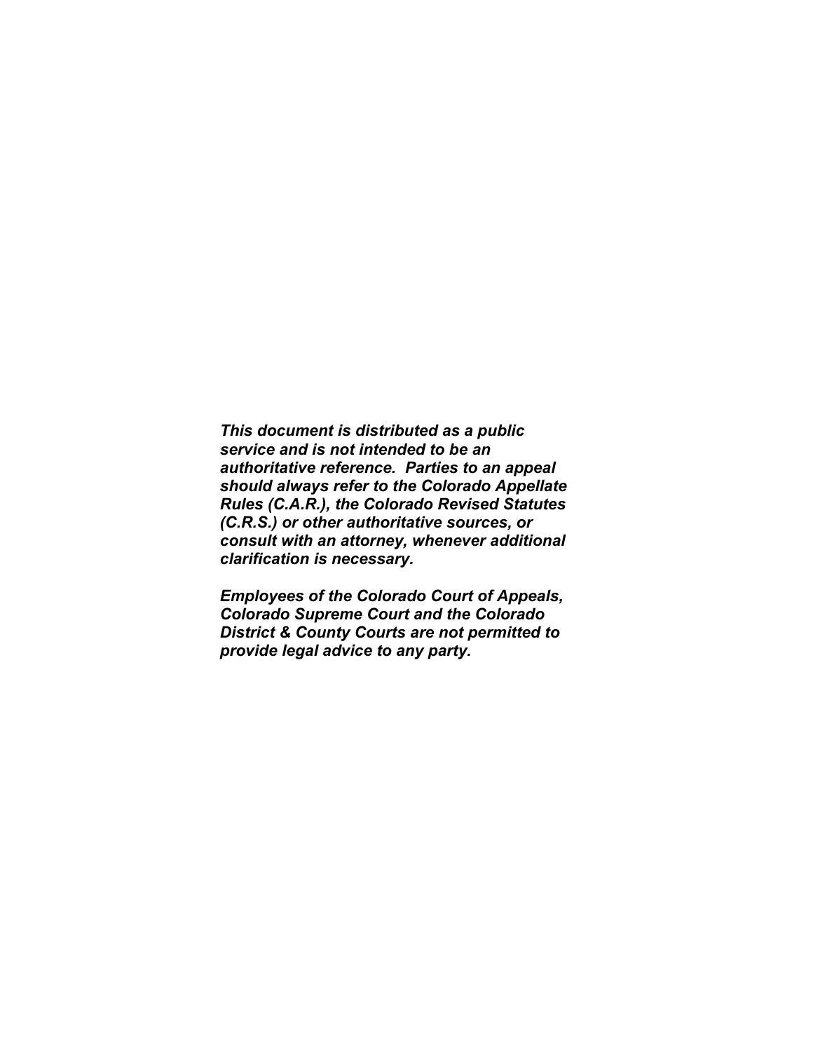***This document is distributed as a public service and is not intended to be an authoritative reference. Parties to an appeal should always refer to the Colorado Appellate Rules (C.A.R.), the Colorado Revised Statutes (C.R.S.) or other authoritative sources, or consult with an attorney, whenever additional clarification is necessary.***

***Employees of the Colorado Court of Appeals, Colorado Supreme Court and the Colorado District & County Courts are not permitted to provide legal advice to any party.***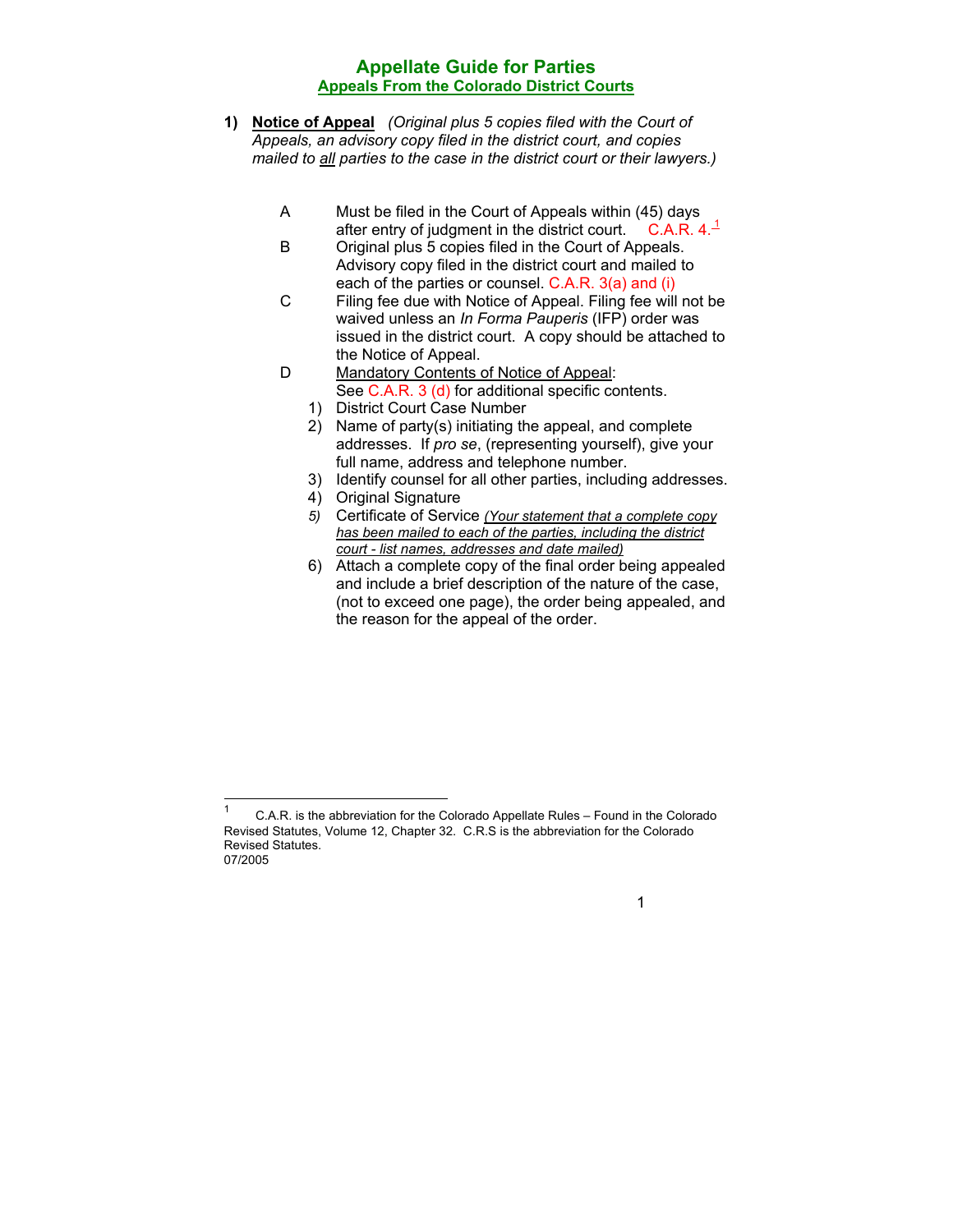# Appellate Guide for Parties

## Appeals From the Colorado District Courts

**1) Notice of Appeal** *(Original plus 5 copies filed with the Court of Appeals, an advisory copy filed in the district court, and copies mailed to all parties to the case in the district court or their lawyers.)*

- A. Must be filed in the Court of Appeals within (45) days after entry of judgment in the district court. C.A.R. 4.[1]
- B. Original plus 5 copies filed in the Court of Appeals. Advisory copy filed in the district court and mailed to each of the parties or counsel. C.A.R. 3(a) and (i)
- C. Filing fee due with Notice of Appeal. Filing fee will not be waived unless an *In Forma Pauperis* (IFP) order was issued in the district court. A copy should be attached to the Notice of Appeal.
- D. Mandatory Contents of Notice of Appeal:
  See C.A.R. 3 (d) for additional specific contents.
  1) District Court Case Number
  2) Name of party(s) initiating the appeal, and complete addresses. If *pro se*, (representing yourself), give your full name, address and telephone number.
  3) Identify counsel for all other parties, including addresses.
  4) Original Signature
  5) Certificate of Service *(Your statement that a complete copy has been mailed to each of the parties, including the district court - list names, addresses and date mailed)*
  6) Attach a complete copy of the final order being appealed and include a brief description of the nature of the case, (not to exceed one page), the order being appealed, and the reason for the appeal of the order.

---

[1] C.A.R. is the abbreviation for the Colorado Appellate Rules – Found in the Colorado Revised Statutes, Volume 12, Chapter 32. C.R.S is the abbreviation for the Colorado Revised Statutes.

07/2005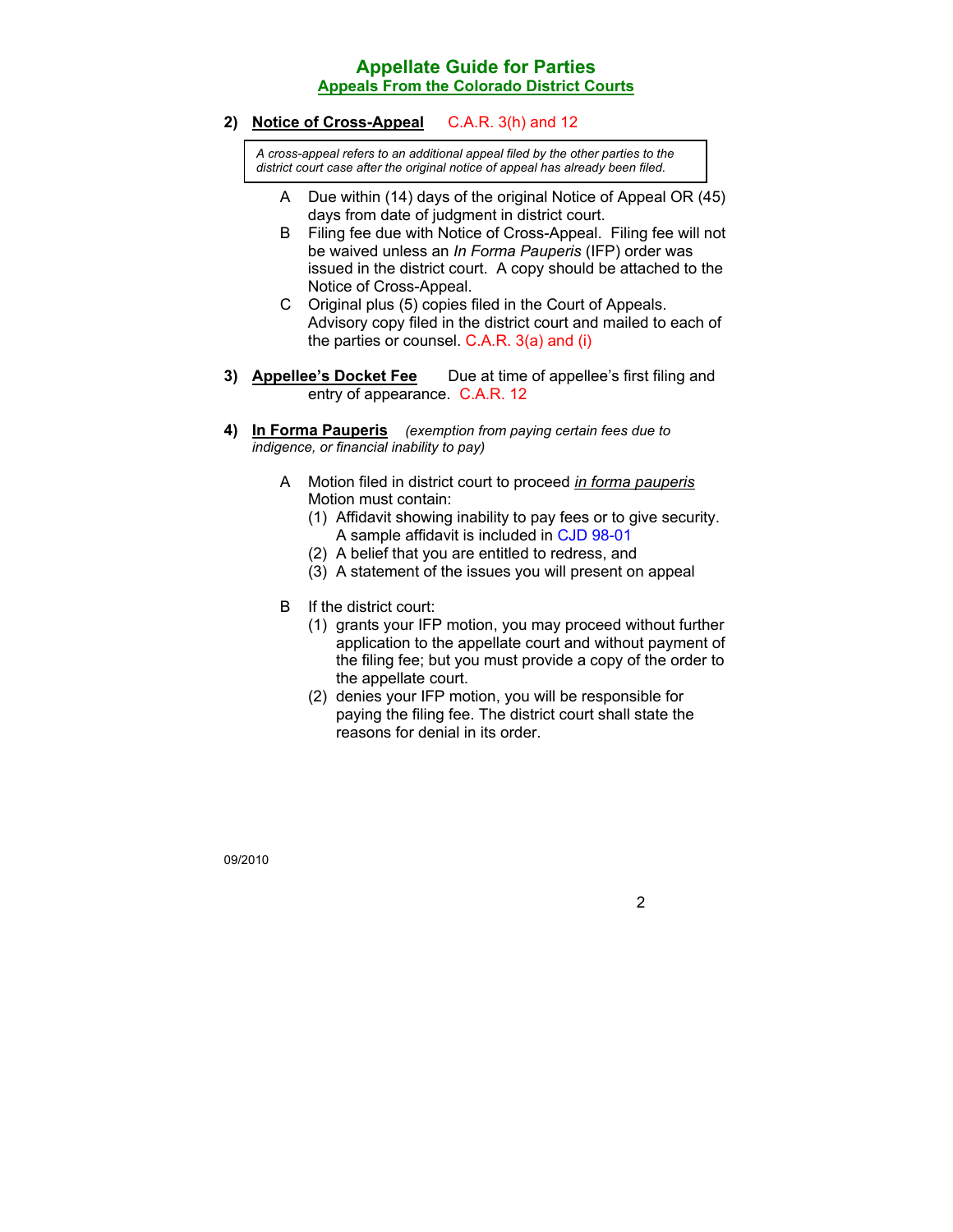## 2) Notice of Cross-Appeal C.A.R. 3(h) and 12

> *A cross-appeal refers to an additional appeal filed by the other parties to the district court case after the original notice of appeal has already been filed.*

- A Due within (14) days of the original Notice of Appeal OR (45) days from date of judgment in district court.
- B Filing fee due with Notice of Cross-Appeal. Filing fee will not be waived unless an *In Forma Pauperis* (IFP) order was issued in the district court. A copy should be attached to the Notice of Cross-Appeal.
- C Original plus (5) copies filed in the Court of Appeals. Advisory copy filed in the district court and mailed to each of the parties or counsel. C.A.R. 3(a) and (i)

## 3) Appellee's Docket Fee

Due at time of appellee's first filing and entry of appearance. C.A.R. 12

## 4) In Forma Pauperis

*(exemption from paying certain fees due to indigence, or financial inability to pay)*

- A Motion filed in district court to proceed *in forma pauperis*
  Motion must contain:
  - (1) Affidavit showing inability to pay fees or to give security. A sample affidavit is included in CJD 98-01
  - (2) A belief that you are entitled to redress, and
  - (3) A statement of the issues you will present on appeal
- B If the district court:
  - (1) grants your IFP motion, you may proceed without further application to the appellate court and without payment of the filing fee; but you must provide a copy of the order to the appellate court.
  - (2) denies your IFP motion, you will be responsible for paying the filing fee. The district court shall state the reasons for denial in its order.

09/2010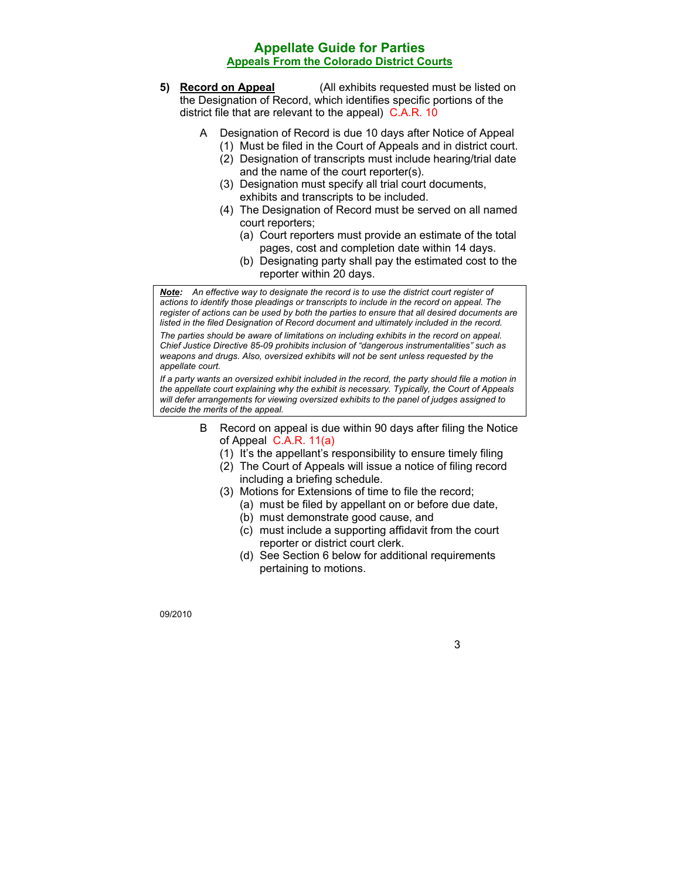5) **Record on Appeal** (All exhibits requested must be listed on the Designation of Record, which identifies specific portions of the district file that are relevant to the appeal) C.A.R. 10

A Designation of Record is due 10 days after Notice of Appeal
   (1) Must be filed in the Court of Appeals and in district court.
   (2) Designation of transcripts must include hearing/trial date and the name of the court reporter(s).
   (3) Designation must specify all trial court documents, exhibits and transcripts to be included.
   (4) The Designation of Record must be served on all named court reporters;
      (a) Court reporters must provide an estimate of the total pages, cost and completion date within 14 days.
      (b) Designating party shall pay the estimated cost to the reporter within 20 days.

> ***Note:*** *An effective way to designate the record is to use the district court register of actions to identify those pleadings or transcripts to include in the record on appeal. The register of actions can be used by both the parties to ensure that all desired documents are listed in the filed Designation of Record document and ultimately included in the record.*
>
> *The parties should be aware of limitations on including exhibits in the record on appeal. Chief Justice Directive 85-09 prohibits inclusion of "dangerous instrumentalities" such as weapons and drugs. Also, oversized exhibits will not be sent unless requested by the appellate court.*
>
> *If a party wants an oversized exhibit included in the record, the party should file a motion in the appellate court explaining why the exhibit is necessary. Typically, the Court of Appeals will defer arrangements for viewing oversized exhibits to the panel of judges assigned to decide the merits of the appeal.*

B Record on appeal is due within 90 days after filing the Notice of Appeal C.A.R. 11(a)
   (1) It's the appellant's responsibility to ensure timely filing
   (2) The Court of Appeals will issue a notice of filing record including a briefing schedule.
   (3) Motions for Extensions of time to file the record;
      (a) must be filed by appellant on or before due date,
      (b) must demonstrate good cause, and
      (c) must include a supporting affidavit from the court reporter or district court clerk.
      (d) See Section 6 below for additional requirements pertaining to motions.

09/2010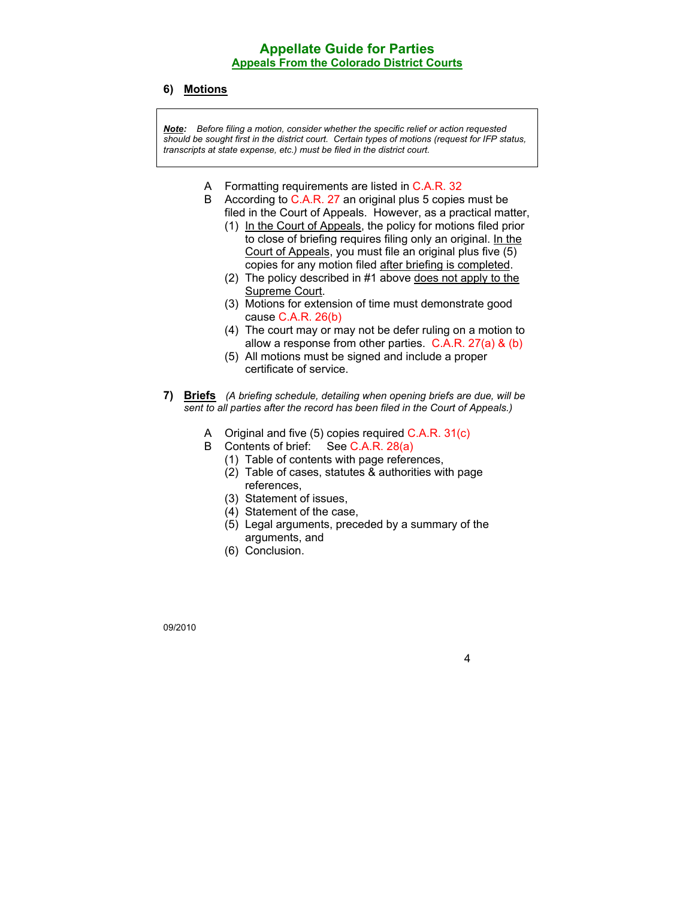## 6) Motions

> ***Note:*** *Before filing a motion, consider whether the specific relief or action requested should be sought first in the district court. Certain types of motions (request for IFP status, transcripts at state expense, etc.) must be filed in the district court.*

- A Formatting requirements are listed in C.A.R. 32
- B According to C.A.R. 27 an original plus 5 copies must be filed in the Court of Appeals. However, as a practical matter,
  - (1) In the Court of Appeals, the policy for motions filed prior to close of briefing requires filing only an original. In the Court of Appeals, you must file an original plus five (5) copies for any motion filed after briefing is completed.
  - (2) The policy described in #1 above does not apply to the Supreme Court.
  - (3) Motions for extension of time must demonstrate good cause C.A.R. 26(b)
  - (4) The court may or may not be defer ruling on a motion to allow a response from other parties. C.A.R. 27(a) & (b)
  - (5) All motions must be signed and include a proper certificate of service.

## 7) Briefs *(A briefing schedule, detailing when opening briefs are due, will be sent to all parties after the record has been filed in the Court of Appeals.)*

- A Original and five (5) copies required C.A.R. 31(c)
- B Contents of brief: See C.A.R. 28(a)
  - (1) Table of contents with page references,
  - (2) Table of cases, statutes & authorities with page references,
  - (3) Statement of issues,
  - (4) Statement of the case,
  - (5) Legal arguments, preceded by a summary of the arguments, and
  - (6) Conclusion.

09/2010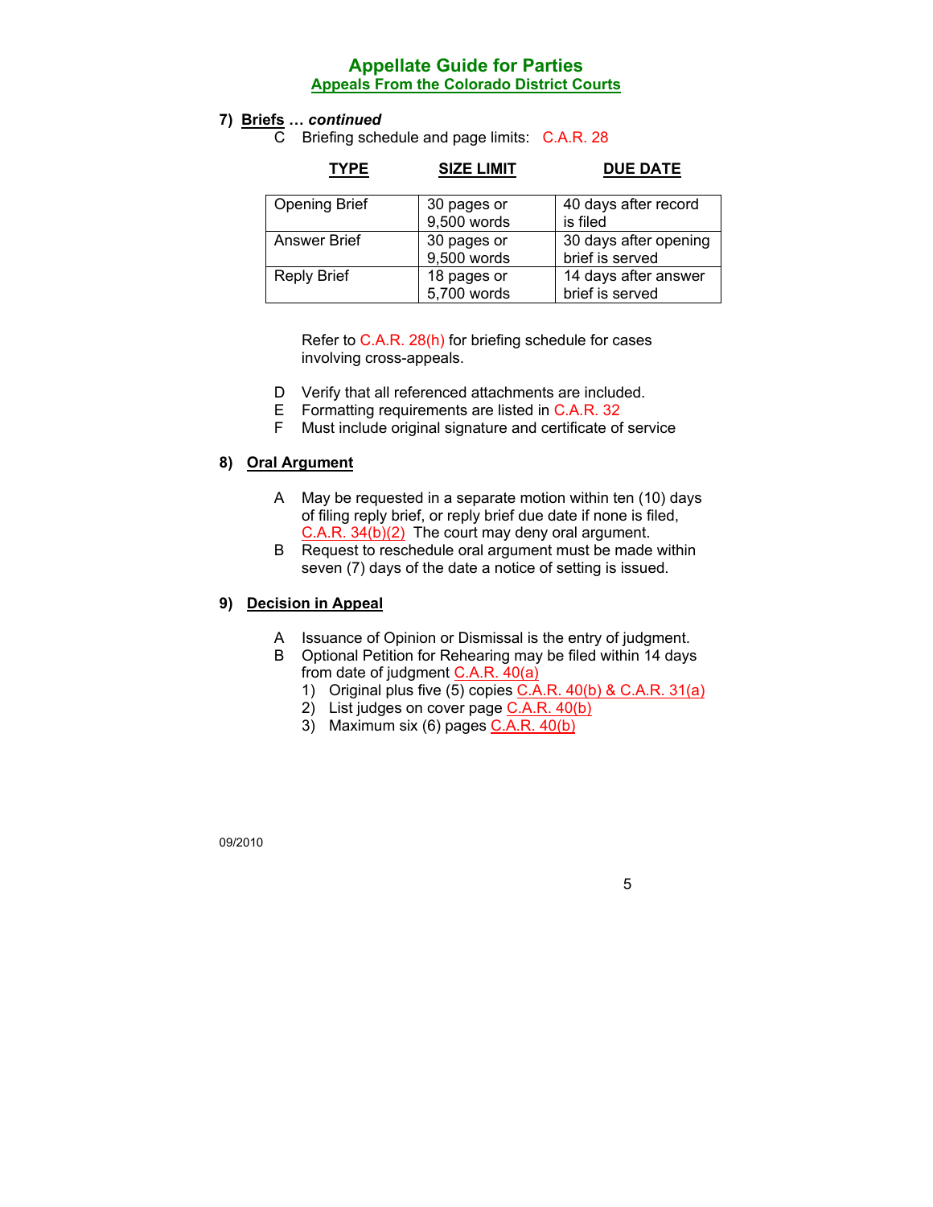## 7) Briefs … *continued*

C Briefing schedule and page limits: C.A.R. 28

| TYPE | SIZE LIMIT | DUE DATE |
|---|---|---|
| Opening Brief | 30 pages or 9,500 words | 40 days after record is filed |
| Answer Brief | 30 pages or 9,500 words | 30 days after opening brief is served |
| Reply Brief | 18 pages or 5,700 words | 14 days after answer brief is served |

Refer to C.A.R. 28(h) for briefing schedule for cases involving cross-appeals.

D Verify that all referenced attachments are included.
E Formatting requirements are listed in C.A.R. 32
F Must include original signature and certificate of service

## 8) Oral Argument

A May be requested in a separate motion within ten (10) days of filing reply brief, or reply brief due date if none is filed, C.A.R. 34(b)(2) The court may deny oral argument.
B Request to reschedule oral argument must be made within seven (7) days of the date a notice of setting is issued.

## 9) Decision in Appeal

A Issuance of Opinion or Dismissal is the entry of judgment.
B Optional Petition for Rehearing may be filed within 14 days from date of judgment C.A.R. 40(a)
   1) Original plus five (5) copies C.A.R. 40(b) & C.A.R. 31(a)
   2) List judges on cover page C.A.R. 40(b)
   3) Maximum six (6) pages C.A.R. 40(b)

09/2010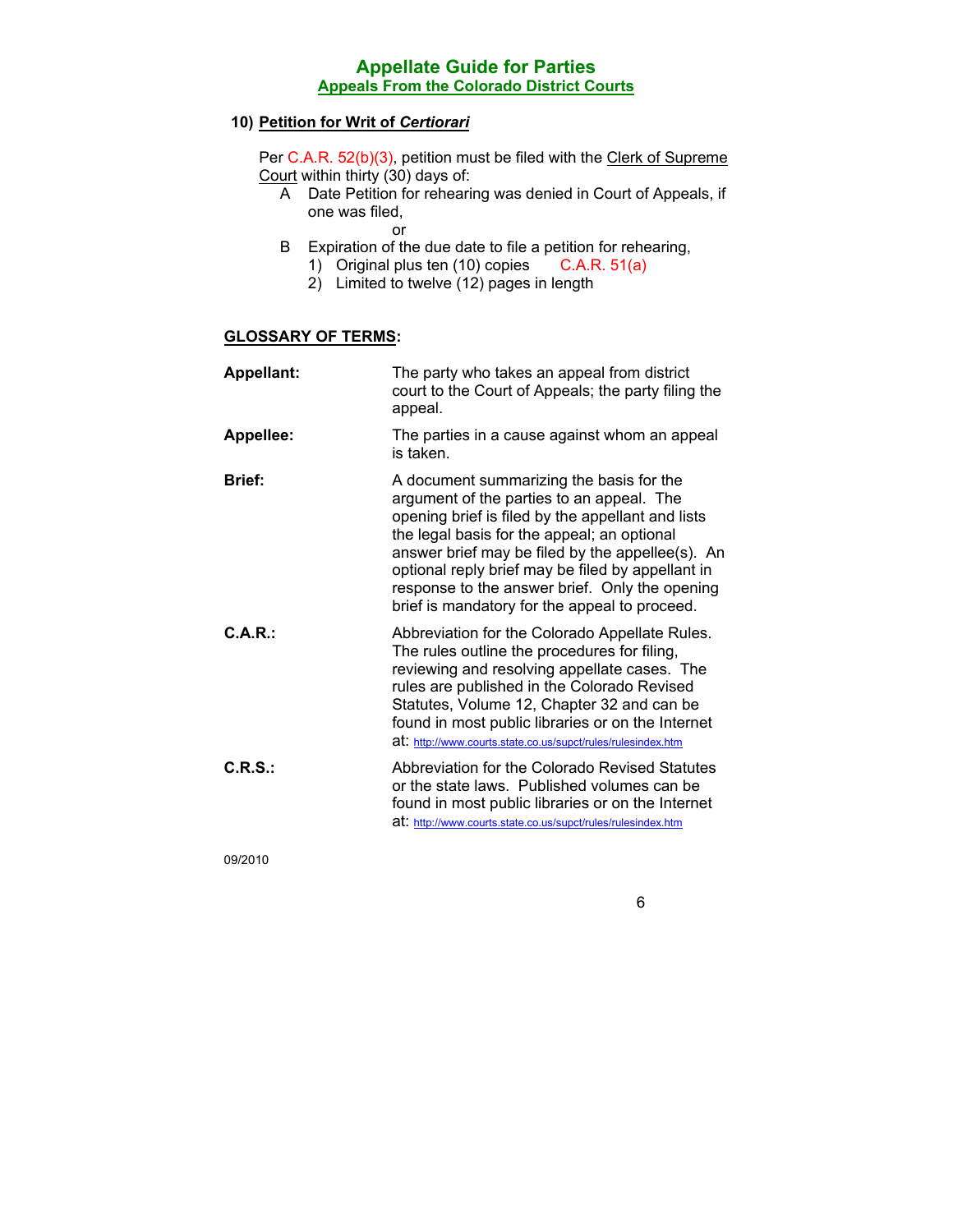### 10) Petition for Writ of *Certiorari*

Per C.A.R. 52(b)(3), petition must be filed with the Clerk of Supreme Court within thirty (30) days of:

A. Date Petition for rehearing was denied in Court of Appeals, if one was filed,

   or

B. Expiration of the due date to file a petition for rehearing,
   1) Original plus ten (10) copies C.A.R. 51(a)
   2) Limited to twelve (12) pages in length

## GLOSSARY OF TERMS:

**Appellant:** The party who takes an appeal from district court to the Court of Appeals; the party filing the appeal.

**Appellee:** The parties in a cause against whom an appeal is taken.

**Brief:** A document summarizing the basis for the argument of the parties to an appeal. The opening brief is filed by the appellant and lists the legal basis for the appeal; an optional answer brief may be filed by the appellee(s). An optional reply brief may be filed by appellant in response to the answer brief. Only the opening brief is mandatory for the appeal to proceed.

**C.A.R.:** Abbreviation for the Colorado Appellate Rules. The rules outline the procedures for filing, reviewing and resolving appellate cases. The rules are published in the Colorado Revised Statutes, Volume 12, Chapter 32 and can be found in most public libraries or on the Internet at: http://www.courts.state.co.us/supct/rules/rulesindex.htm

**C.R.S.:** Abbreviation for the Colorado Revised Statutes or the state laws. Published volumes can be found in most public libraries or on the Internet at: http://www.courts.state.co.us/supct/rules/rulesindex.htm

09/2010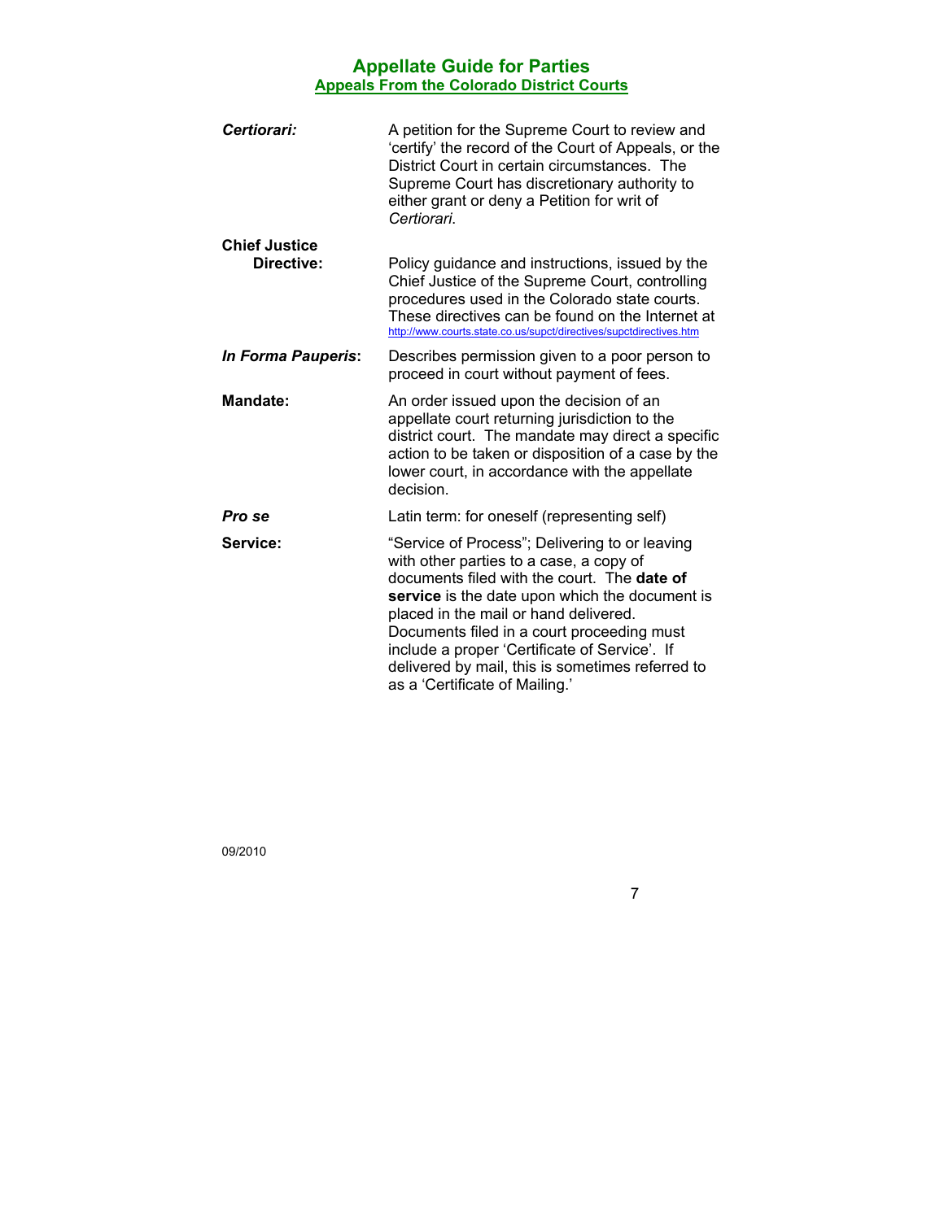**Certiorari:** A petition for the Supreme Court to review and 'certify' the record of the Court of Appeals, or the District Court in certain circumstances. The Supreme Court has discretionary authority to either grant or deny a Petition for writ of *Certiorari*.

**Chief Justice Directive:** Policy guidance and instructions, issued by the Chief Justice of the Supreme Court, controlling procedures used in the Colorado state courts. These directives can be found on the Internet at http://www.courts.state.co.us/supct/directives/supctdirectives.htm

***In Forma Pauperis*:** Describes permission given to a poor person to proceed in court without payment of fees.

**Mandate:** An order issued upon the decision of an appellate court returning jurisdiction to the district court. The mandate may direct a specific action to be taken or disposition of a case by the lower court, in accordance with the appellate decision.

***Pro se*** Latin term: for oneself (representing self)

**Service:** "Service of Process"; Delivering to or leaving with other parties to a case, a copy of documents filed with the court. The **date of service** is the date upon which the document is placed in the mail or hand delivered. Documents filed in a court proceeding must include a proper 'Certificate of Service'. If delivered by mail, this is sometimes referred to as a 'Certificate of Mailing.'

09/2010